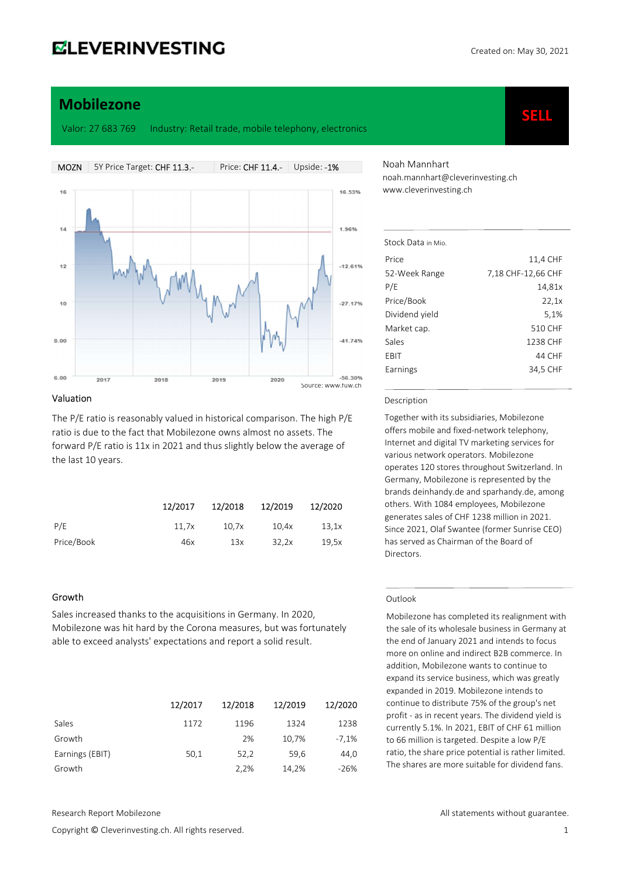# Mobilezone

Created on: May 30, 2021

Valor: 27 683 769   Industry: Retail trade, mobile telephony, electronics

**SELL**

| MOZN | 5Y Price Target: CHF 11.3.- | Price: CHF 11.4.- | Upside: -1% |
|---|---|---|---|

Source: www.fuw.ch

Noah Mannhart
noah.mannhart@cleverinvesting.ch
www.cleverinvesting.ch

## Valuation

The P/E ratio is reasonably valued in historical comparison. The high P/E ratio is due to the fact that Mobilezone owns almost no assets. The forward P/E ratio is 11x in 2021 and thus slightly below the average of the last 10 years.

| | 12/2017 | 12/2018 | 12/2019 | 12/2020 |
|---|---|---|---|---|
| P/E | 11,7x | 10,7x | 10,4x | 13,1x |
| Price/Book | 46x | 13x | 32,2x | 19,5x |

## Growth

Sales increased thanks to the acquisitions in Germany. In 2020, Mobilezone was hit hard by the Corona measures, but was fortunately able to exceed analysts' expectations and report a solid result.

| | 12/2017 | 12/2018 | 12/2019 | 12/2020 |
|---|---|---|---|---|
| Sales | 1172 | 1196 | 1324 | 1238 |
| Growth | | 2% | 10,7% | -7,1% |
| Earnings (EBIT) | 50,1 | 52,2 | 59,6 | 44,0 |
| Growth | | 2,2% | 14,2% | -26% |

## Stock Data in Mio.

| | |
|---|---|
| Price | 11,4 CHF |
| 52-Week Range | 7,18 CHF-12,66 CHF |
| P/E | 14,81x |
| Price/Book | 22,1x |
| Dividend yield | 5,1% |
| Market cap. | 510 CHF |
| Sales | 1238 CHF |
| EBIT | 44 CHF |
| Earnings | 34,5 CHF |

## Description

Together with its subsidiaries, Mobilezone offers mobile and fixed-network telephony, Internet and digital TV marketing services for various network operators. Mobilezone operates 120 stores throughout Switzerland. In Germany, Mobilezone is represented by the brands deinhandy.de and sparhandy.de, among others. With 1084 employees, Mobilezone generates sales of CHF 1238 million in 2021. Since 2021, Olaf Swantee (former Sunrise CEO) has served as Chairman of the Board of Directors.

## Outlook

Mobilezone has completed its realignment with the sale of its wholesale business in Germany at the end of January 2021 and intends to focus more on online and indirect B2B commerce. In addition, Mobilezone wants to continue to expand its service business, which was greatly expanded in 2019. Mobilezone intends to continue to distribute 75% of the group's net profit - as in recent years. The dividend yield is currently 5.1%. In 2021, EBIT of CHF 61 million to 66 million is targeted. Despite a low P/E ratio, the share price potential is rather limited. The shares are more suitable for dividend fans.

Research Report Mobilezone

All statements without guarantee.

Copyright © Cleverinvesting.ch. All rights reserved.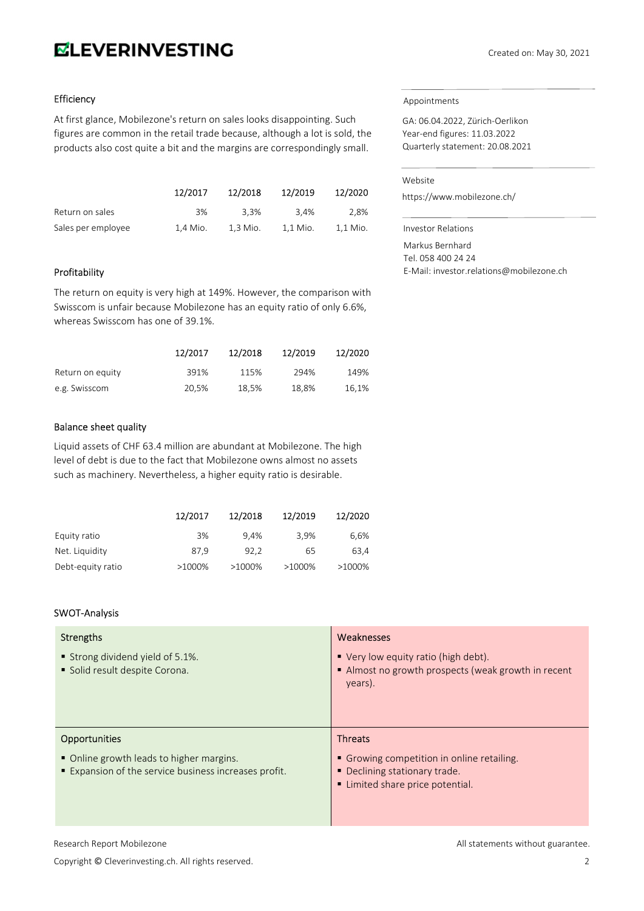## Efficiency

At first glance, Mobilezone's return on sales looks disappointing. Such figures are common in the retail trade because, although a lot is sold, the products also cost quite a bit and the margins are correspondingly small.

| | 12/2017 | 12/2018 | 12/2019 | 12/2020 |
|---|---|---|---|---|
| Return on sales | 3% | 3,3% | 3,4% | 2,8% |
| Sales per employee | 1,4 Mio. | 1,3 Mio. | 1,1 Mio. | 1,1 Mio. |

## Profitability

The return on equity is very high at 149%. However, the comparison with Swisscom is unfair because Mobilezone has an equity ratio of only 6.6%, whereas Swisscom has one of 39.1%.

| | 12/2017 | 12/2018 | 12/2019 | 12/2020 |
|---|---|---|---|---|
| Return on equity | 391% | 115% | 294% | 149% |
| e.g. Swisscom | 20,5% | 18,5% | 18,8% | 16,1% |

## Balance sheet quality

Liquid assets of CHF 63.4 million are abundant at Mobilezone. The high level of debt is due to the fact that Mobilezone owns almost no assets such as machinery. Nevertheless, a higher equity ratio is desirable.

| | 12/2017 | 12/2018 | 12/2019 | 12/2020 |
|---|---|---|---|---|
| Equity ratio | 3% | 9,4% | 3,9% | 6,6% |
| Net. Liquidity | 87,9 | 92,2 | 65 | 63,4 |
| Debt-equity ratio | >1000% | >1000% | >1000% | >1000% |

## SWOT-Analysis

| Strengths | Weaknesses |
|---|---|
| ▪ Strong dividend yield of 5.1%.<br>▪ Solid result despite Corona. | ▪ Very low equity ratio (high debt).<br>▪ Almost no growth prospects (weak growth in recent years). |
| **Opportunities** | **Threats** |
| ▪ Online growth leads to higher margins.<br>▪ Expansion of the service business increases profit. | ▪ Growing competition in online retailing.<br>▪ Declining stationary trade.<br>▪ Limited share price potential. |

Appointments

GA: 06.04.2022, Zürich-Oerlikon
Year-end figures: 11.03.2022
Quarterly statement: 20.08.2021

Website

https://www.mobilezone.ch/

Investor Relations

Markus Bernhard
Tel. 058 400 24 24
E-Mail: investor.relations@mobilezone.ch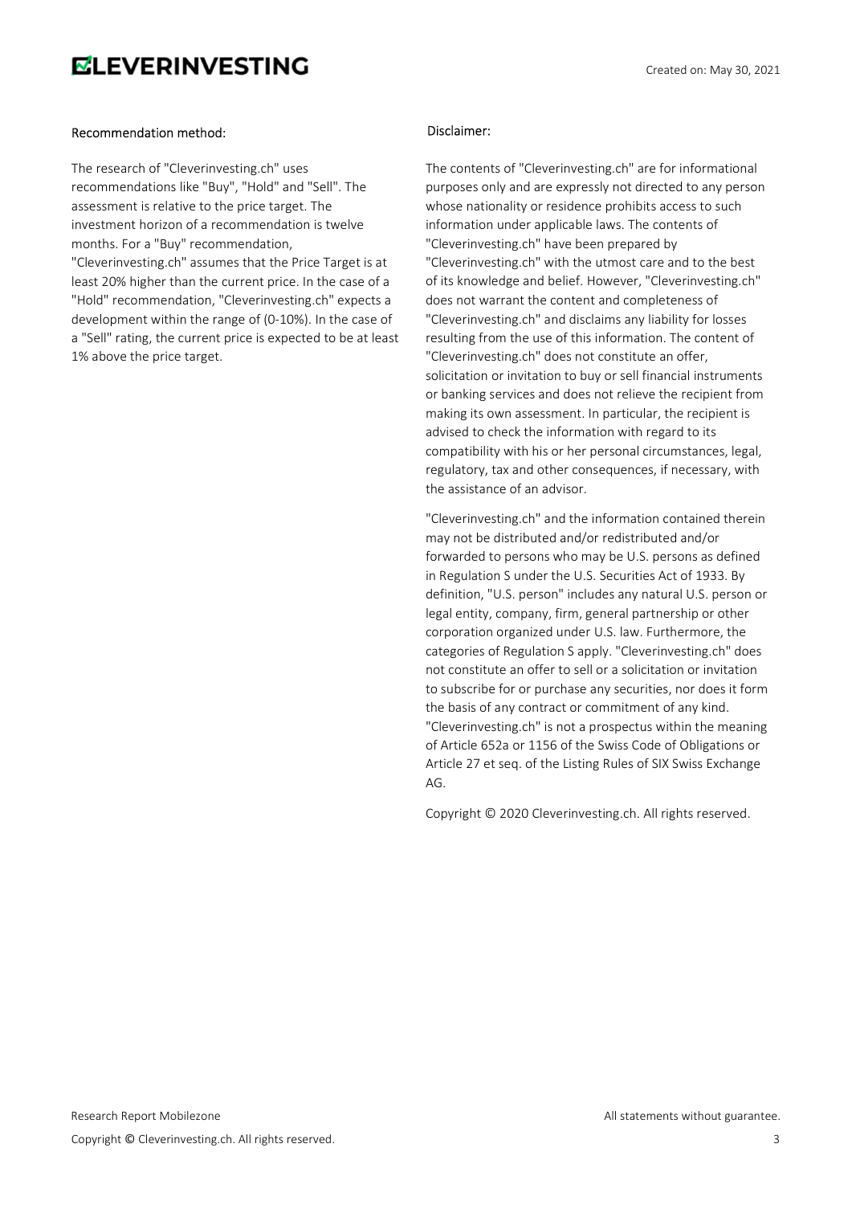### Recommendation method:

The research of "Cleverinvesting.ch" uses recommendations like "Buy", "Hold" and "Sell". The assessment is relative to the price target. The investment horizon of a recommendation is twelve months. For a "Buy" recommendation, "Cleverinvesting.ch" assumes that the Price Target is at least 20% higher than the current price. In the case of a "Hold" recommendation, "Cleverinvesting.ch" expects a development within the range of (0-10%). In the case of a "Sell" rating, the current price is expected to be at least 1% above the price target.

### Disclaimer:

The contents of "Cleverinvesting.ch" are for informational purposes only and are expressly not directed to any person whose nationality or residence prohibits access to such information under applicable laws. The contents of "Cleverinvesting.ch" have been prepared by "Cleverinvesting.ch" with the utmost care and to the best of its knowledge and belief. However, "Cleverinvesting.ch" does not warrant the content and completeness of "Cleverinvesting.ch" and disclaims any liability for losses resulting from the use of this information. The content of "Cleverinvesting.ch" does not constitute an offer, solicitation or invitation to buy or sell financial instruments or banking services and does not relieve the recipient from making its own assessment. In particular, the recipient is advised to check the information with regard to its compatibility with his or her personal circumstances, legal, regulatory, tax and other consequences, if necessary, with the assistance of an advisor.

"Cleverinvesting.ch" and the information contained therein may not be distributed and/or redistributed and/or forwarded to persons who may be U.S. persons as defined in Regulation S under the U.S. Securities Act of 1933. By definition, "U.S. person" includes any natural U.S. person or legal entity, company, firm, general partnership or other corporation organized under U.S. law. Furthermore, the categories of Regulation S apply. "Cleverinvesting.ch" does not constitute an offer to sell or a solicitation or invitation to subscribe for or purchase any securities, nor does it form the basis of any contract or commitment of any kind. "Cleverinvesting.ch" is not a prospectus within the meaning of Article 652a or 1156 of the Swiss Code of Obligations or Article 27 et seq. of the Listing Rules of SIX Swiss Exchange AG.

Copyright © 2020 Cleverinvesting.ch. All rights reserved.